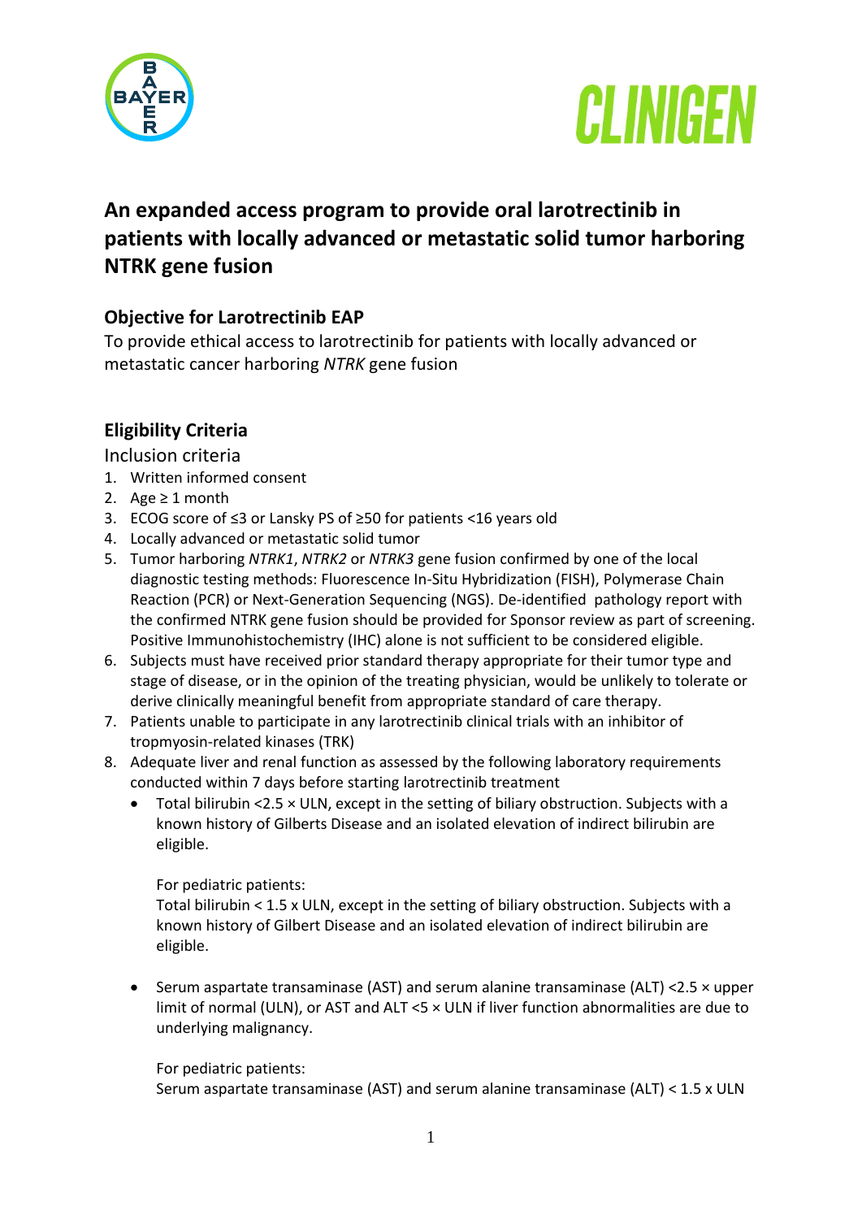# An expanded access program to provide oral larotrectinib in patients with locally advanced or metastatic solid tumor harboring NTRK gene fusion

## Objective for Larotrectinib EAP

To provide ethical access to larotrectinib for patients with locally advanced or metastatic cancer harboring *NTRK* gene fusion

## Eligibility Criteria

### Inclusion criteria

1. Written informed consent
2. Age ≥ 1 month
3. ECOG score of ≤3 or Lansky PS of ≥50 for patients <16 years old
4. Locally advanced or metastatic solid tumor
5. Tumor harboring *NTRK1*, *NTRK2* or *NTRK3* gene fusion confirmed by one of the local diagnostic testing methods: Fluorescence In-Situ Hybridization (FISH), Polymerase Chain Reaction (PCR) or Next-Generation Sequencing (NGS). De-identified pathology report with the confirmed NTRK gene fusion should be provided for Sponsor review as part of screening. Positive Immunohistochemistry (IHC) alone is not sufficient to be considered eligible.
6. Subjects must have received prior standard therapy appropriate for their tumor type and stage of disease, or in the opinion of the treating physician, would be unlikely to tolerate or derive clinically meaningful benefit from appropriate standard of care therapy.
7. Patients unable to participate in any larotrectinib clinical trials with an inhibitor of tropmyosin-related kinases (TRK)
8. Adequate liver and renal function as assessed by the following laboratory requirements conducted within 7 days before starting larotrectinib treatment
   - Total bilirubin <2.5 × ULN, except in the setting of biliary obstruction. Subjects with a known history of Gilberts Disease and an isolated elevation of indirect bilirubin are eligible.

     For pediatric patients:
     Total bilirubin < 1.5 x ULN, except in the setting of biliary obstruction. Subjects with a known history of Gilbert Disease and an isolated elevation of indirect bilirubin are eligible.

   - Serum aspartate transaminase (AST) and serum alanine transaminase (ALT) <2.5 × upper limit of normal (ULN), or AST and ALT <5 × ULN if liver function abnormalities are due to underlying malignancy.

     For pediatric patients:
     Serum aspartate transaminase (AST) and serum alanine transaminase (ALT) < 1.5 x ULN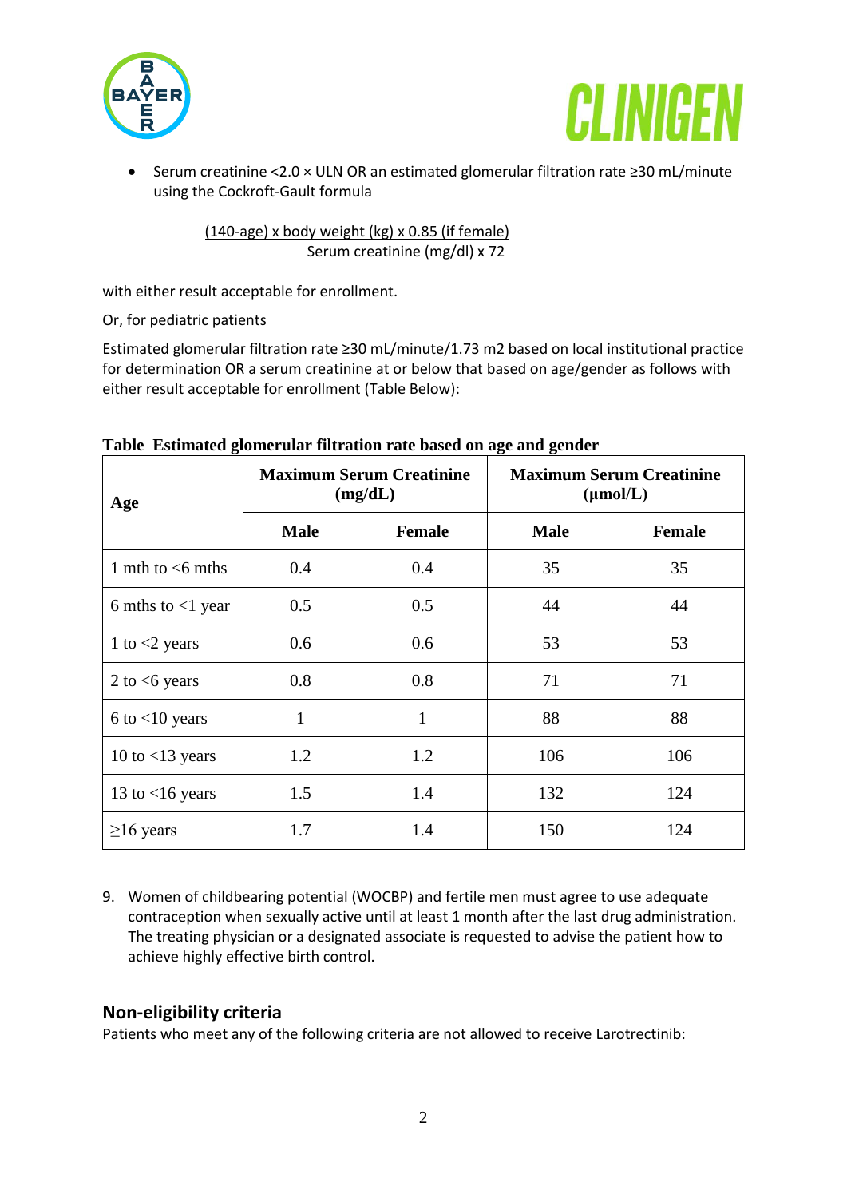- Serum creatinine <2.0 × ULN OR an estimated glomerular filtration rate ≥30 mL/minute using the Cockroft-Gault formula

$$\frac{(140\text{-age}) \times \text{body weight (kg)} \times 0.85 \text{ (if female)}}{\text{Serum creatinine (mg/dl)} \times 72}$$

with either result acceptable for enrollment.

Or, for pediatric patients

Estimated glomerular filtration rate ≥30 mL/minute/1.73 m2 based on local institutional practice for determination OR a serum creatinine at or below that based on age/gender as follows with either result acceptable for enrollment (Table Below):

**Table Estimated glomerular filtration rate based on age and gender**

| Age | Maximum Serum Creatinine (mg/dL) | | Maximum Serum Creatinine (µmol/L) | |
|---|---|---|---|---|
| | Male | Female | Male | Female |
| 1 mth to <6 mths | 0.4 | 0.4 | 35 | 35 |
| 6 mths to <1 year | 0.5 | 0.5 | 44 | 44 |
| 1 to <2 years | 0.6 | 0.6 | 53 | 53 |
| 2 to <6 years | 0.8 | 0.8 | 71 | 71 |
| 6 to <10 years | 1 | 1 | 88 | 88 |
| 10 to <13 years | 1.2 | 1.2 | 106 | 106 |
| 13 to <16 years | 1.5 | 1.4 | 132 | 124 |
| ≥16 years | 1.7 | 1.4 | 150 | 124 |

9. Women of childbearing potential (WOCBP) and fertile men must agree to use adequate contraception when sexually active until at least 1 month after the last drug administration. The treating physician or a designated associate is requested to advise the patient how to achieve highly effective birth control.

## Non-eligibility criteria

Patients who meet any of the following criteria are not allowed to receive Larotrectinib: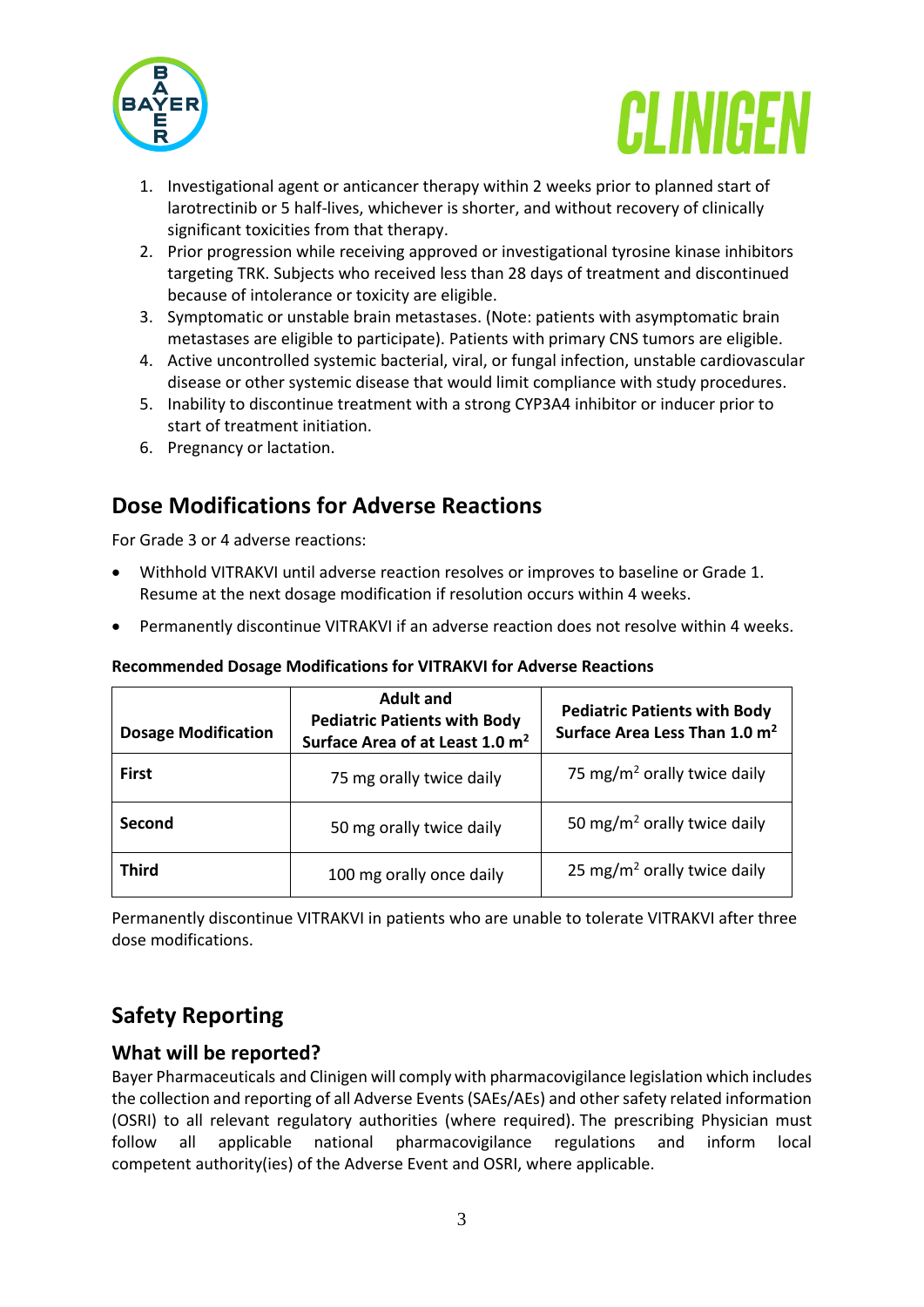1. Investigational agent or anticancer therapy within 2 weeks prior to planned start of larotrectinib or 5 half-lives, whichever is shorter, and without recovery of clinically significant toxicities from that therapy.
2. Prior progression while receiving approved or investigational tyrosine kinase inhibitors targeting TRK. Subjects who received less than 28 days of treatment and discontinued because of intolerance or toxicity are eligible.
3. Symptomatic or unstable brain metastases. (Note: patients with asymptomatic brain metastases are eligible to participate). Patients with primary CNS tumors are eligible.
4. Active uncontrolled systemic bacterial, viral, or fungal infection, unstable cardiovascular disease or other systemic disease that would limit compliance with study procedures.
5. Inability to discontinue treatment with a strong CYP3A4 inhibitor or inducer prior to start of treatment initiation.
6. Pregnancy or lactation.

## Dose Modifications for Adverse Reactions

For Grade 3 or 4 adverse reactions:

- Withhold VITRAKVI until adverse reaction resolves or improves to baseline or Grade 1. Resume at the next dosage modification if resolution occurs within 4 weeks.
- Permanently discontinue VITRAKVI if an adverse reaction does not resolve within 4 weeks.

**Recommended Dosage Modifications for VITRAKVI for Adverse Reactions**

| Dosage Modification | Adult and Pediatric Patients with Body Surface Area of at Least 1.0 $m^2$ | Pediatric Patients with Body Surface Area Less Than 1.0 $m^2$ |
|---|---|---|
| **First** | 75 mg orally twice daily | 75 mg/$m^2$ orally twice daily |
| **Second** | 50 mg orally twice daily | 50 mg/$m^2$ orally twice daily |
| **Third** | 100 mg orally once daily | 25 mg/$m^2$ orally twice daily |

Permanently discontinue VITRAKVI in patients who are unable to tolerate VITRAKVI after three dose modifications.

## Safety Reporting

### What will be reported?

Bayer Pharmaceuticals and Clinigen will comply with pharmacovigilance legislation which includes the collection and reporting of all Adverse Events (SAEs/AEs) and other safety related information (OSRI) to all relevant regulatory authorities (where required). The prescribing Physician must follow all applicable national pharmacovigilance regulations and inform local competent authority(ies) of the Adverse Event and OSRI, where applicable.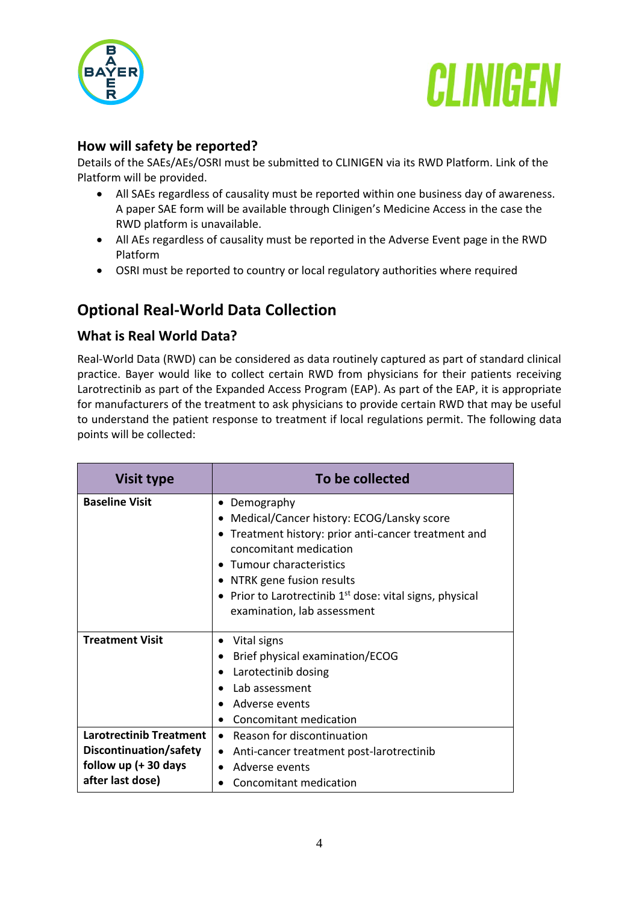## How will safety be reported?

Details of the SAEs/AEs/OSRI must be submitted to CLINIGEN via its RWD Platform. Link of the Platform will be provided.

- All SAEs regardless of causality must be reported within one business day of awareness. A paper SAE form will be available through Clinigen's Medicine Access in the case the RWD platform is unavailable.
- All AEs regardless of causality must be reported in the Adverse Event page in the RWD Platform
- OSRI must be reported to country or local regulatory authorities where required

# Optional Real-World Data Collection

## What is Real World Data?

Real-World Data (RWD) can be considered as data routinely captured as part of standard clinical practice. Bayer would like to collect certain RWD from physicians for their patients receiving Larotrectinib as part of the Expanded Access Program (EAP). As part of the EAP, it is appropriate for manufacturers of the treatment to ask physicians to provide certain RWD that may be useful to understand the patient response to treatment if local regulations permit. The following data points will be collected:

| Visit type | To be collected |
| --- | --- |
| **Baseline Visit** | • Demography<br>• Medical/Cancer history: ECOG/Lansky score<br>• Treatment history: prior anti-cancer treatment and concomitant medication<br>• Tumour characteristics<br>• NTRK gene fusion results<br>• Prior to Larotrectinib 1st dose: vital signs, physical examination, lab assessment |
| **Treatment Visit** | • Vital signs<br>• Brief physical examination/ECOG<br>• Larotectinib dosing<br>• Lab assessment<br>• Adverse events<br>• Concomitant medication |
| **Larotrectinib Treatment Discontinuation/safety follow up (+ 30 days after last dose)** | • Reason for discontinuation<br>• Anti-cancer treatment post-larotrectinib<br>• Adverse events<br>• Concomitant medication |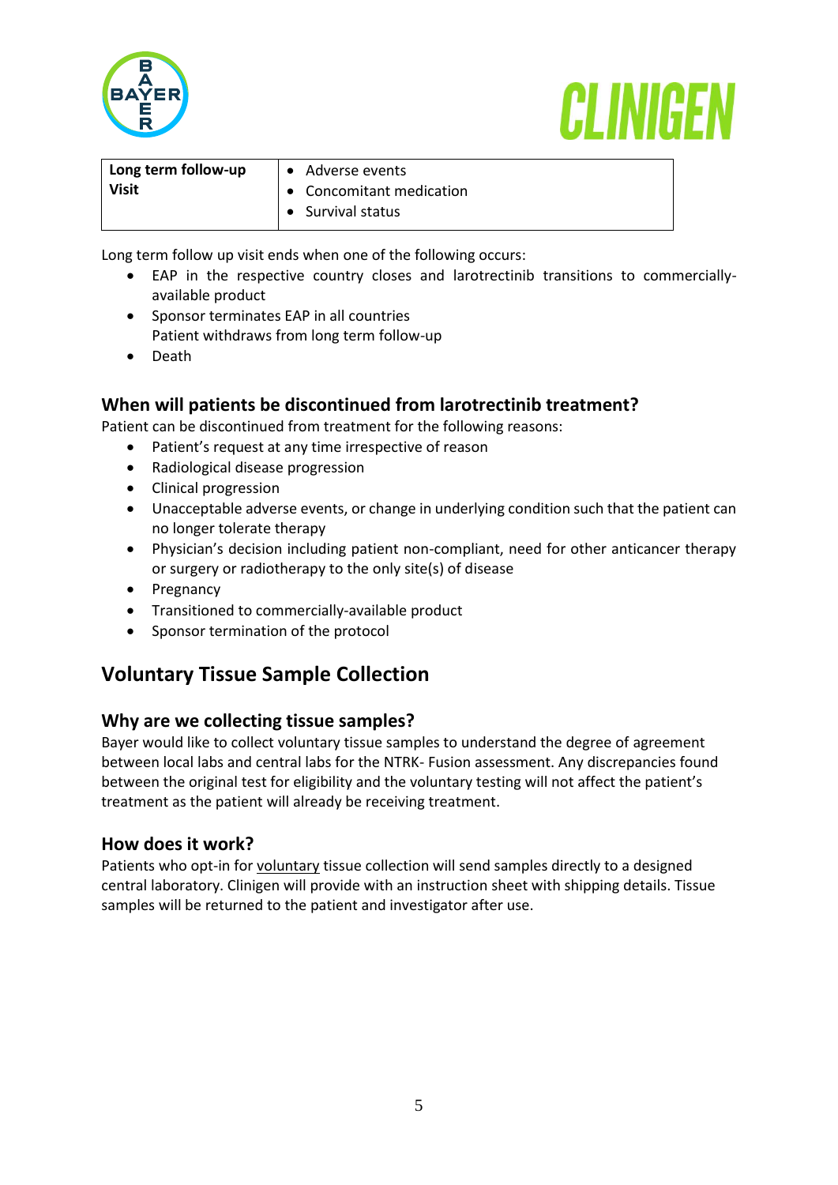| | |
|---|---|
| **Long term follow-up Visit** | • Adverse events<br>• Concomitant medication<br>• Survival status |

Long term follow up visit ends when one of the following occurs:

- EAP in the respective country closes and larotrectinib transitions to commercially-available product
- Sponsor terminates EAP in all countries
  Patient withdraws from long term follow-up
- Death

### When will patients be discontinued from larotrectinib treatment?

Patient can be discontinued from treatment for the following reasons:

- Patient's request at any time irrespective of reason
- Radiological disease progression
- Clinical progression
- Unacceptable adverse events, or change in underlying condition such that the patient can no longer tolerate therapy
- Physician's decision including patient non-compliant, need for other anticancer therapy or surgery or radiotherapy to the only site(s) of disease
- Pregnancy
- Transitioned to commercially-available product
- Sponsor termination of the protocol

## Voluntary Tissue Sample Collection

### Why are we collecting tissue samples?

Bayer would like to collect voluntary tissue samples to understand the degree of agreement between local labs and central labs for the NTRK- Fusion assessment. Any discrepancies found between the original test for eligibility and the voluntary testing will not affect the patient's treatment as the patient will already be receiving treatment.

### How does it work?

Patients who opt-in for <u>voluntary</u> tissue collection will send samples directly to a designed central laboratory. Clinigen will provide with an instruction sheet with shipping details. Tissue samples will be returned to the patient and investigator after use.